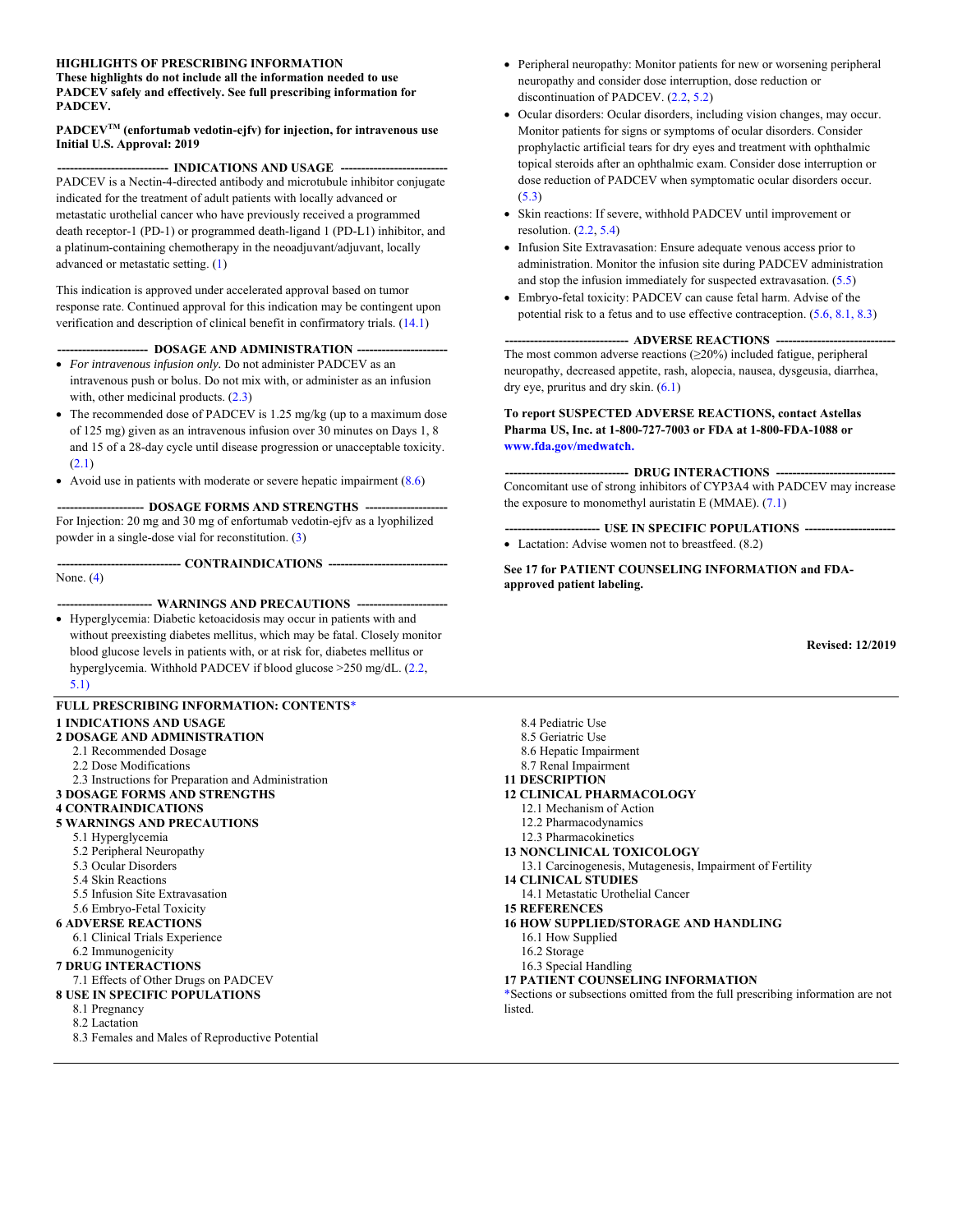**HIGHLIGHTS OF PRESCRIBING INFORMATION**
**These highlights do not include all the information needed to use PADCEV safely and effectively. See full prescribing information for PADCEV.**

**PADCEV[TM] (enfortumab vedotin-ejfv) for injection, for intravenous use**
**Initial U.S. Approval: 2019**

**--------------------------- INDICATIONS AND USAGE ---------------------------**

PADCEV is a Nectin-4-directed antibody and microtubule inhibitor conjugate indicated for the treatment of adult patients with locally advanced or metastatic urothelial cancer who have previously received a programmed death receptor-1 (PD-1) or programmed death-ligand 1 (PD-L1) inhibitor, and a platinum-containing chemotherapy in the neoadjuvant/adjuvant, locally advanced or metastatic setting. (1)

This indication is approved under accelerated approval based on tumor response rate. Continued approval for this indication may be contingent upon verification and description of clinical benefit in confirmatory trials. (14.1)

**---------------------- DOSAGE AND ADMINISTRATION ----------------------**

- *For intravenous infusion only.* Do not administer PADCEV as an intravenous push or bolus. Do not mix with, or administer as an infusion with, other medicinal products. (2.3)
- The recommended dose of PADCEV is 1.25 mg/kg (up to a maximum dose of 125 mg) given as an intravenous infusion over 30 minutes on Days 1, 8 and 15 of a 28-day cycle until disease progression or unacceptable toxicity. (2.1)
- Avoid use in patients with moderate or severe hepatic impairment (8.6)

**--------------------- DOSAGE FORMS AND STRENGTHS ---------------------**

For Injection: 20 mg and 30 mg of enfortumab vedotin-ejfv as a lyophilized powder in a single-dose vial for reconstitution. (3)

**------------------------------ CONTRAINDICATIONS ------------------------------**

None. (4)

**----------------------- WARNINGS AND PRECAUTIONS -----------------------**

- Hyperglycemia: Diabetic ketoacidosis may occur in patients with and without preexisting diabetes mellitus, which may be fatal. Closely monitor blood glucose levels in patients with, or at risk for, diabetes mellitus or hyperglycemia. Withhold PADCEV if blood glucose >250 mg/dL. (2.2, 5.1)
- Peripheral neuropathy: Monitor patients for new or worsening peripheral neuropathy and consider dose interruption, dose reduction or discontinuation of PADCEV. (2.2, 5.2)
- Ocular disorders: Ocular disorders, including vision changes, may occur. Monitor patients for signs or symptoms of ocular disorders. Consider prophylactic artificial tears for dry eyes and treatment with ophthalmic topical steroids after an ophthalmic exam. Consider dose interruption or dose reduction of PADCEV when symptomatic ocular disorders occur. (5.3)
- Skin reactions: If severe, withhold PADCEV until improvement or resolution. (2.2, 5.4)
- Infusion Site Extravasation: Ensure adequate venous access prior to administration. Monitor the infusion site during PADCEV administration and stop the infusion immediately for suspected extravasation. (5.5)
- Embryo-fetal toxicity: PADCEV can cause fetal harm. Advise of the potential risk to a fetus and to use effective contraception. (5.6, 8.1, 8.3)

**------------------------------ ADVERSE REACTIONS ------------------------------**

The most common adverse reactions (≥20%) included fatigue, peripheral neuropathy, decreased appetite, rash, alopecia, nausea, dysgeusia, diarrhea, dry eye, pruritus and dry skin. (6.1)

**To report SUSPECTED ADVERSE REACTIONS, contact Astellas Pharma US, Inc. at 1-800-727-7003 or FDA at 1-800-FDA-1088 or www.fda.gov/medwatch.**

**------------------------------ DRUG INTERACTIONS ------------------------------**

Concomitant use of strong inhibitors of CYP3A4 with PADCEV may increase the exposure to monomethyl auristatin E (MMAE). (7.1)

**----------------------- USE IN SPECIFIC POPULATIONS -----------------------**

- Lactation: Advise women not to breastfeed. (8.2)

**See 17 for PATIENT COUNSELING INFORMATION and FDA-approved patient labeling.**

**Revised: 12/2019**

---

**FULL PRESCRIBING INFORMATION: CONTENTS***

**1 INDICATIONS AND USAGE**
**2 DOSAGE AND ADMINISTRATION**
- 2.1 Recommended Dosage
- 2.2 Dose Modifications
- 2.3 Instructions for Preparation and Administration

**3 DOSAGE FORMS AND STRENGTHS**
**4 CONTRAINDICATIONS**
**5 WARNINGS AND PRECAUTIONS**
- 5.1 Hyperglycemia
- 5.2 Peripheral Neuropathy
- 5.3 Ocular Disorders
- 5.4 Skin Reactions
- 5.5 Infusion Site Extravasation
- 5.6 Embryo-Fetal Toxicity

**6 ADVERSE REACTIONS**
- 6.1 Clinical Trials Experience
- 6.2 Immunogenicity

**7 DRUG INTERACTIONS**
- 7.1 Effects of Other Drugs on PADCEV

**8 USE IN SPECIFIC POPULATIONS**
- 8.1 Pregnancy
- 8.2 Lactation
- 8.3 Females and Males of Reproductive Potential
- 8.4 Pediatric Use
- 8.5 Geriatric Use
- 8.6 Hepatic Impairment
- 8.7 Renal Impairment

**11 DESCRIPTION**
**12 CLINICAL PHARMACOLOGY**
- 12.1 Mechanism of Action
- 12.2 Pharmacodynamics
- 12.3 Pharmacokinetics

**13 NONCLINICAL TOXICOLOGY**
- 13.1 Carcinogenesis, Mutagenesis, Impairment of Fertility

**14 CLINICAL STUDIES**
- 14.1 Metastatic Urothelial Cancer

**15 REFERENCES**
**16 HOW SUPPLIED/STORAGE AND HANDLING**
- 16.1 How Supplied
- 16.2 Storage
- 16.3 Special Handling

**17 PATIENT COUNSELING INFORMATION**

*Sections or subsections omitted from the full prescribing information are not listed.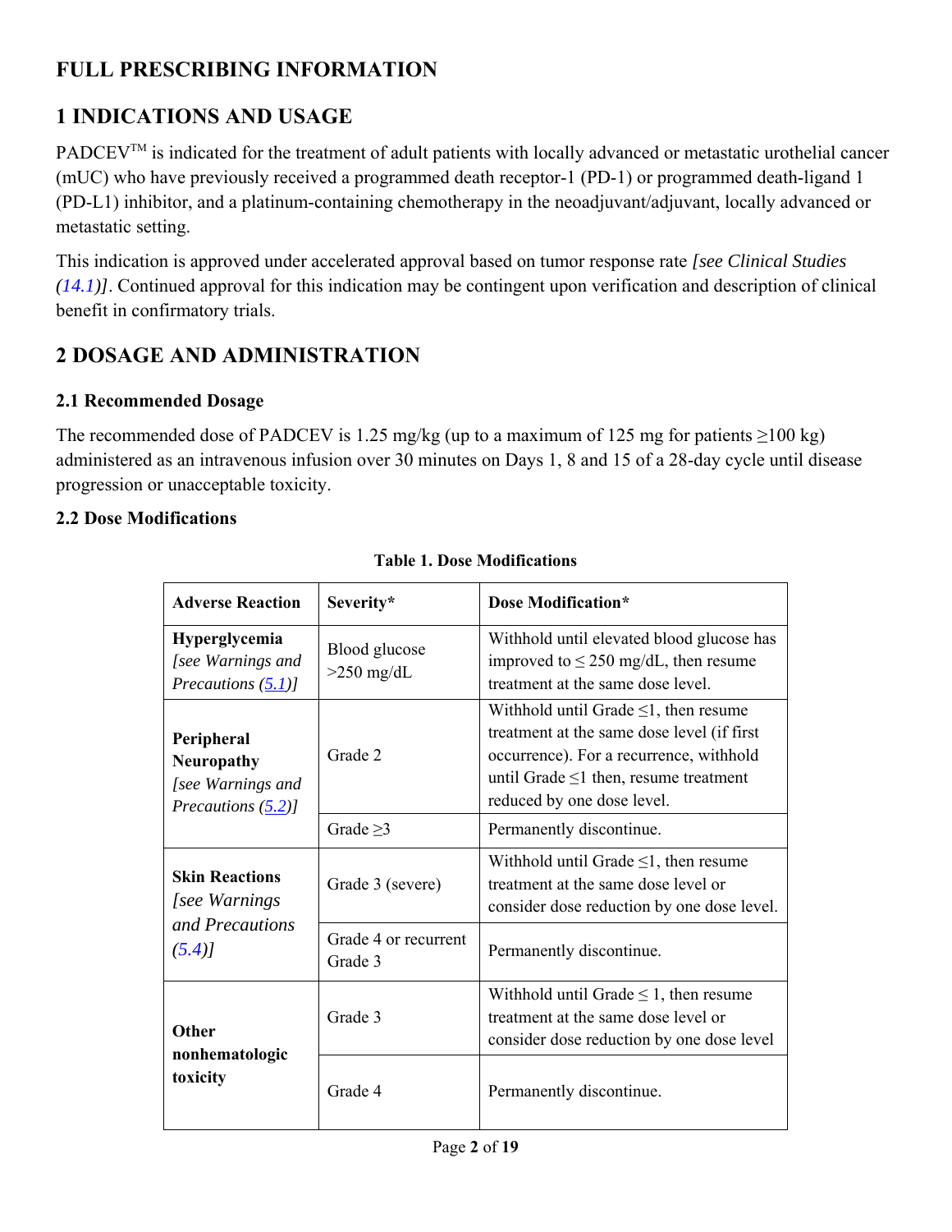# FULL PRESCRIBING INFORMATION

## 1 INDICATIONS AND USAGE

PADCEV™ is indicated for the treatment of adult patients with locally advanced or metastatic urothelial cancer (mUC) who have previously received a programmed death receptor-1 (PD-1) or programmed death-ligand 1 (PD-L1) inhibitor, and a platinum-containing chemotherapy in the neoadjuvant/adjuvant, locally advanced or metastatic setting.

This indication is approved under accelerated approval based on tumor response rate *[see Clinical Studies (14.1)]*. Continued approval for this indication may be contingent upon verification and description of clinical benefit in confirmatory trials.

## 2 DOSAGE AND ADMINISTRATION

### 2.1 Recommended Dosage

The recommended dose of PADCEV is 1.25 mg/kg (up to a maximum of 125 mg for patients ≥100 kg) administered as an intravenous infusion over 30 minutes on Days 1, 8 and 15 of a 28-day cycle until disease progression or unacceptable toxicity.

### 2.2 Dose Modifications

**Table 1. Dose Modifications**

| Adverse Reaction | Severity* | Dose Modification* |
|---|---|---|
| **Hyperglycemia** *[see Warnings and Precautions (5.1)]* | Blood glucose >250 mg/dL | Withhold until elevated blood glucose has improved to ≤ 250 mg/dL, then resume treatment at the same dose level. |
| **Peripheral Neuropathy** *[see Warnings and Precautions (5.2)]* | Grade 2 | Withhold until Grade ≤1, then resume treatment at the same dose level (if first occurrence). For a recurrence, withhold until Grade ≤1 then, resume treatment reduced by one dose level. |
| | Grade ≥3 | Permanently discontinue. |
| **Skin Reactions** *[see Warnings and Precautions (5.4)]* | Grade 3 (severe) | Withhold until Grade ≤1, then resume treatment at the same dose level or consider dose reduction by one dose level. |
| | Grade 4 or recurrent Grade 3 | Permanently discontinue. |
| **Other nonhematologic toxicity** | Grade 3 | Withhold until Grade ≤ 1, then resume treatment at the same dose level or consider dose reduction by one dose level |
| | Grade 4 | Permanently discontinue. |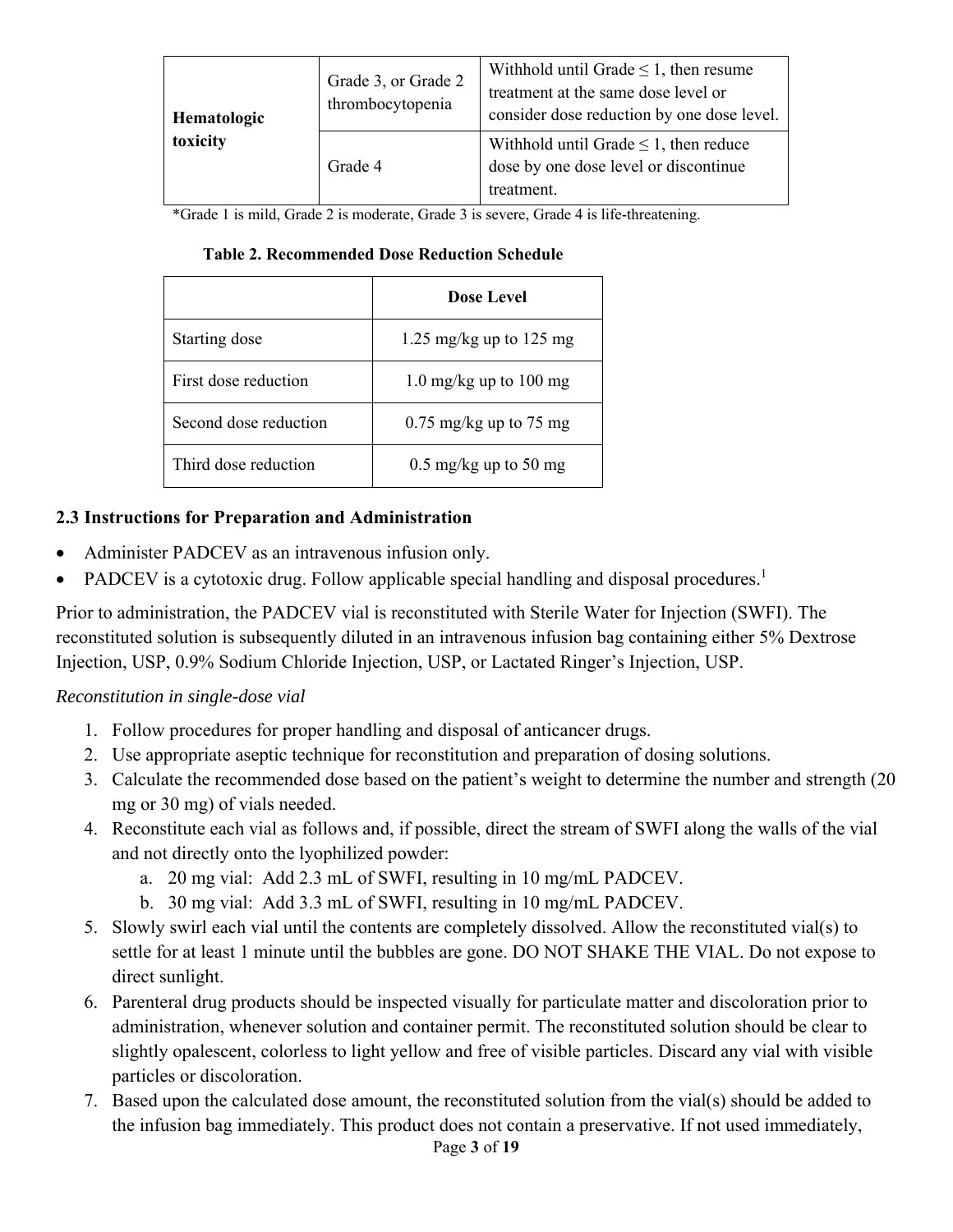| | | |
|---|---|---|
| **Hematologic toxicity** | Grade 3, or Grade 2 thrombocytopenia | Withhold until Grade ≤ 1, then resume treatment at the same dose level or consider dose reduction by one dose level. |
| | Grade 4 | Withhold until Grade ≤ 1, then reduce dose by one dose level or discontinue treatment. |

*Grade 1 is mild, Grade 2 is moderate, Grade 3 is severe, Grade 4 is life-threatening.

**Table 2. Recommended Dose Reduction Schedule**

| | **Dose Level** |
|---|---|
| Starting dose | 1.25 mg/kg up to 125 mg |
| First dose reduction | 1.0 mg/kg up to 100 mg |
| Second dose reduction | 0.75 mg/kg up to 75 mg |
| Third dose reduction | 0.5 mg/kg up to 50 mg |

## 2.3 Instructions for Preparation and Administration

- Administer PADCEV as an intravenous infusion only.
- PADCEV is a cytotoxic drug. Follow applicable special handling and disposal procedures.[1]

Prior to administration, the PADCEV vial is reconstituted with Sterile Water for Injection (SWFI). The reconstituted solution is subsequently diluted in an intravenous infusion bag containing either 5% Dextrose Injection, USP, 0.9% Sodium Chloride Injection, USP, or Lactated Ringer's Injection, USP.

*Reconstitution in single-dose vial*

1. Follow procedures for proper handling and disposal of anticancer drugs.
2. Use appropriate aseptic technique for reconstitution and preparation of dosing solutions.
3. Calculate the recommended dose based on the patient's weight to determine the number and strength (20 mg or 30 mg) of vials needed.
4. Reconstitute each vial as follows and, if possible, direct the stream of SWFI along the walls of the vial and not directly onto the lyophilized powder:
   a. 20 mg vial: Add 2.3 mL of SWFI, resulting in 10 mg/mL PADCEV.
   b. 30 mg vial: Add 3.3 mL of SWFI, resulting in 10 mg/mL PADCEV.
5. Slowly swirl each vial until the contents are completely dissolved. Allow the reconstituted vial(s) to settle for at least 1 minute until the bubbles are gone. DO NOT SHAKE THE VIAL. Do not expose to direct sunlight.
6. Parenteral drug products should be inspected visually for particulate matter and discoloration prior to administration, whenever solution and container permit. The reconstituted solution should be clear to slightly opalescent, colorless to light yellow and free of visible particles. Discard any vial with visible particles or discoloration.
7. Based upon the calculated dose amount, the reconstituted solution from the vial(s) should be added to the infusion bag immediately. This product does not contain a preservative. If not used immediately,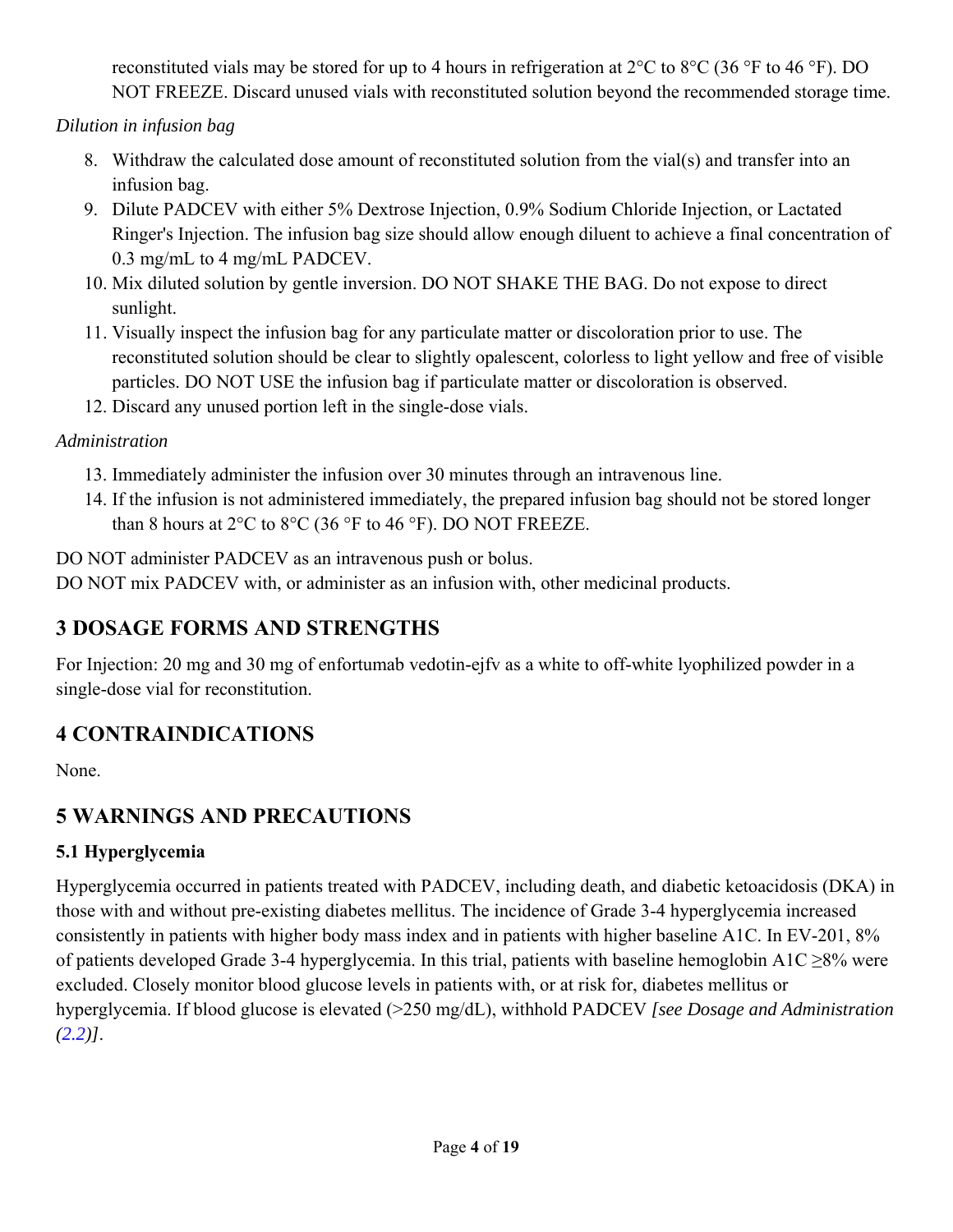reconstituted vials may be stored for up to 4 hours in refrigeration at 2°C to 8°C (36 °F to 46 °F). DO NOT FREEZE. Discard unused vials with reconstituted solution beyond the recommended storage time.

*Dilution in infusion bag*

8. Withdraw the calculated dose amount of reconstituted solution from the vial(s) and transfer into an infusion bag.
9. Dilute PADCEV with either 5% Dextrose Injection, 0.9% Sodium Chloride Injection, or Lactated Ringer's Injection. The infusion bag size should allow enough diluent to achieve a final concentration of 0.3 mg/mL to 4 mg/mL PADCEV.
10. Mix diluted solution by gentle inversion. DO NOT SHAKE THE BAG. Do not expose to direct sunlight.
11. Visually inspect the infusion bag for any particulate matter or discoloration prior to use. The reconstituted solution should be clear to slightly opalescent, colorless to light yellow and free of visible particles. DO NOT USE the infusion bag if particulate matter or discoloration is observed.
12. Discard any unused portion left in the single-dose vials.

*Administration*

13. Immediately administer the infusion over 30 minutes through an intravenous line.
14. If the infusion is not administered immediately, the prepared infusion bag should not be stored longer than 8 hours at 2°C to 8°C (36 °F to 46 °F). DO NOT FREEZE.

DO NOT administer PADCEV as an intravenous push or bolus.
DO NOT mix PADCEV with, or administer as an infusion with, other medicinal products.

## 3 DOSAGE FORMS AND STRENGTHS

For Injection: 20 mg and 30 mg of enfortumab vedotin-ejfv as a white to off-white lyophilized powder in a single-dose vial for reconstitution.

## 4 CONTRAINDICATIONS

None.

## 5 WARNINGS AND PRECAUTIONS

### 5.1 Hyperglycemia

Hyperglycemia occurred in patients treated with PADCEV, including death, and diabetic ketoacidosis (DKA) in those with and without pre-existing diabetes mellitus. The incidence of Grade 3-4 hyperglycemia increased consistently in patients with higher body mass index and in patients with higher baseline A1C. In EV-201, 8% of patients developed Grade 3-4 hyperglycemia. In this trial, patients with baseline hemoglobin A1C ≥8% were excluded. Closely monitor blood glucose levels in patients with, or at risk for, diabetes mellitus or hyperglycemia. If blood glucose is elevated (>250 mg/dL), withhold PADCEV *[see Dosage and Administration (2.2)]*.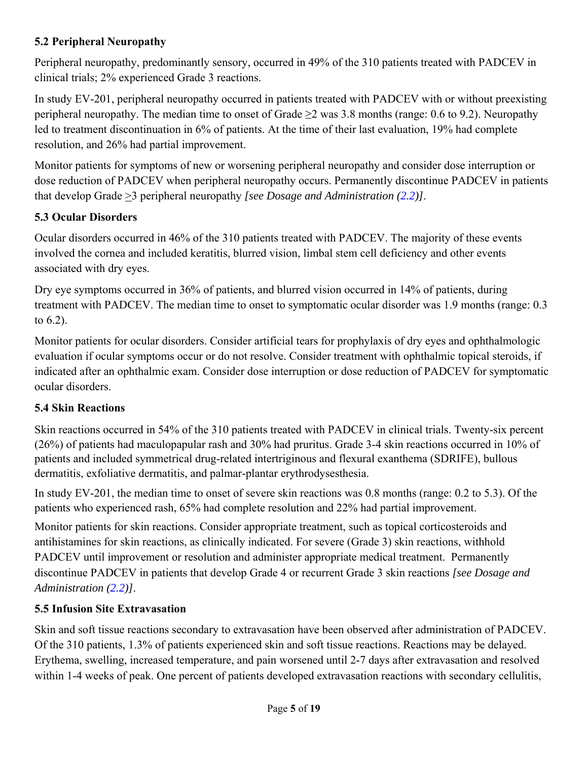### 5.2 Peripheral Neuropathy

Peripheral neuropathy, predominantly sensory, occurred in 49% of the 310 patients treated with PADCEV in clinical trials; 2% experienced Grade 3 reactions.

In study EV-201, peripheral neuropathy occurred in patients treated with PADCEV with or without preexisting peripheral neuropathy. The median time to onset of Grade ≥2 was 3.8 months (range: 0.6 to 9.2). Neuropathy led to treatment discontinuation in 6% of patients. At the time of their last evaluation, 19% had complete resolution, and 26% had partial improvement.

Monitor patients for symptoms of new or worsening peripheral neuropathy and consider dose interruption or dose reduction of PADCEV when peripheral neuropathy occurs. Permanently discontinue PADCEV in patients that develop Grade ≥3 peripheral neuropathy *[see Dosage and Administration (2.2)]*.

### 5.3 Ocular Disorders

Ocular disorders occurred in 46% of the 310 patients treated with PADCEV. The majority of these events involved the cornea and included keratitis, blurred vision, limbal stem cell deficiency and other events associated with dry eyes.

Dry eye symptoms occurred in 36% of patients, and blurred vision occurred in 14% of patients, during treatment with PADCEV. The median time to onset to symptomatic ocular disorder was 1.9 months (range: 0.3 to 6.2).

Monitor patients for ocular disorders. Consider artificial tears for prophylaxis of dry eyes and ophthalmologic evaluation if ocular symptoms occur or do not resolve. Consider treatment with ophthalmic topical steroids, if indicated after an ophthalmic exam. Consider dose interruption or dose reduction of PADCEV for symptomatic ocular disorders.

### 5.4 Skin Reactions

Skin reactions occurred in 54% of the 310 patients treated with PADCEV in clinical trials. Twenty-six percent (26%) of patients had maculopapular rash and 30% had pruritus. Grade 3-4 skin reactions occurred in 10% of patients and included symmetrical drug-related intertriginous and flexural exanthema (SDRIFE), bullous dermatitis, exfoliative dermatitis, and palmar-plantar erythrodysesthesia.

In study EV-201, the median time to onset of severe skin reactions was 0.8 months (range: 0.2 to 5.3). Of the patients who experienced rash, 65% had complete resolution and 22% had partial improvement.

Monitor patients for skin reactions. Consider appropriate treatment, such as topical corticosteroids and antihistamines for skin reactions, as clinically indicated. For severe (Grade 3) skin reactions, withhold PADCEV until improvement or resolution and administer appropriate medical treatment. Permanently discontinue PADCEV in patients that develop Grade 4 or recurrent Grade 3 skin reactions *[see Dosage and Administration (2.2)]*.

### 5.5 Infusion Site Extravasation

Skin and soft tissue reactions secondary to extravasation have been observed after administration of PADCEV. Of the 310 patients, 1.3% of patients experienced skin and soft tissue reactions. Reactions may be delayed. Erythema, swelling, increased temperature, and pain worsened until 2-7 days after extravasation and resolved within 1-4 weeks of peak. One percent of patients developed extravasation reactions with secondary cellulitis,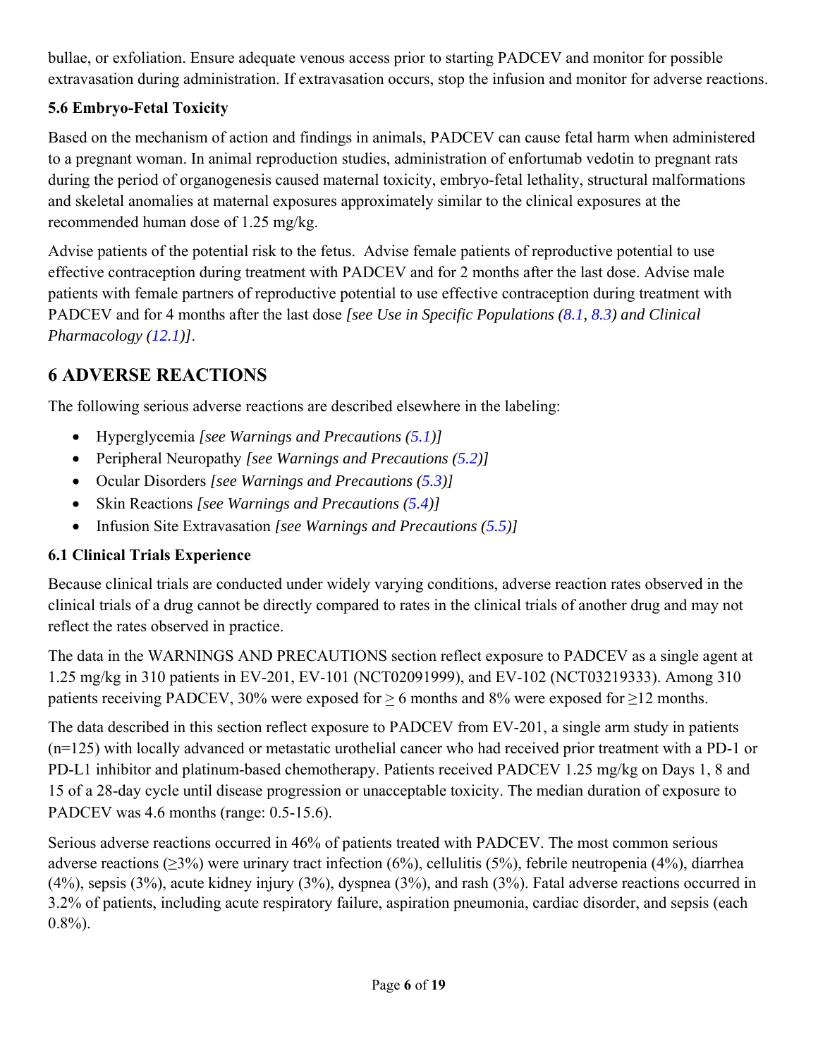bullae, or exfoliation. Ensure adequate venous access prior to starting PADCEV and monitor for possible extravasation during administration. If extravasation occurs, stop the infusion and monitor for adverse reactions.

### 5.6 Embryo-Fetal Toxicity

Based on the mechanism of action and findings in animals, PADCEV can cause fetal harm when administered to a pregnant woman. In animal reproduction studies, administration of enfortumab vedotin to pregnant rats during the period of organogenesis caused maternal toxicity, embryo-fetal lethality, structural malformations and skeletal anomalies at maternal exposures approximately similar to the clinical exposures at the recommended human dose of 1.25 mg/kg.

Advise patients of the potential risk to the fetus. Advise female patients of reproductive potential to use effective contraception during treatment with PADCEV and for 2 months after the last dose. Advise male patients with female partners of reproductive potential to use effective contraception during treatment with PADCEV and for 4 months after the last dose *[see Use in Specific Populations (8.1, 8.3) and Clinical Pharmacology (12.1)]*.

## 6 ADVERSE REACTIONS

The following serious adverse reactions are described elsewhere in the labeling:

- Hyperglycemia *[see Warnings and Precautions (5.1)]*
- Peripheral Neuropathy *[see Warnings and Precautions (5.2)]*
- Ocular Disorders *[see Warnings and Precautions (5.3)]*
- Skin Reactions *[see Warnings and Precautions (5.4)]*
- Infusion Site Extravasation *[see Warnings and Precautions (5.5)]*

### 6.1 Clinical Trials Experience

Because clinical trials are conducted under widely varying conditions, adverse reaction rates observed in the clinical trials of a drug cannot be directly compared to rates in the clinical trials of another drug and may not reflect the rates observed in practice.

The data in the WARNINGS AND PRECAUTIONS section reflect exposure to PADCEV as a single agent at 1.25 mg/kg in 310 patients in EV-201, EV-101 (NCT02091999), and EV-102 (NCT03219333). Among 310 patients receiving PADCEV, 30% were exposed for ≥ 6 months and 8% were exposed for ≥12 months.

The data described in this section reflect exposure to PADCEV from EV-201, a single arm study in patients (n=125) with locally advanced or metastatic urothelial cancer who had received prior treatment with a PD-1 or PD-L1 inhibitor and platinum-based chemotherapy. Patients received PADCEV 1.25 mg/kg on Days 1, 8 and 15 of a 28-day cycle until disease progression or unacceptable toxicity. The median duration of exposure to PADCEV was 4.6 months (range: 0.5-15.6).

Serious adverse reactions occurred in 46% of patients treated with PADCEV. The most common serious adverse reactions (≥3%) were urinary tract infection (6%), cellulitis (5%), febrile neutropenia (4%), diarrhea (4%), sepsis (3%), acute kidney injury (3%), dyspnea (3%), and rash (3%). Fatal adverse reactions occurred in 3.2% of patients, including acute respiratory failure, aspiration pneumonia, cardiac disorder, and sepsis (each 0.8%).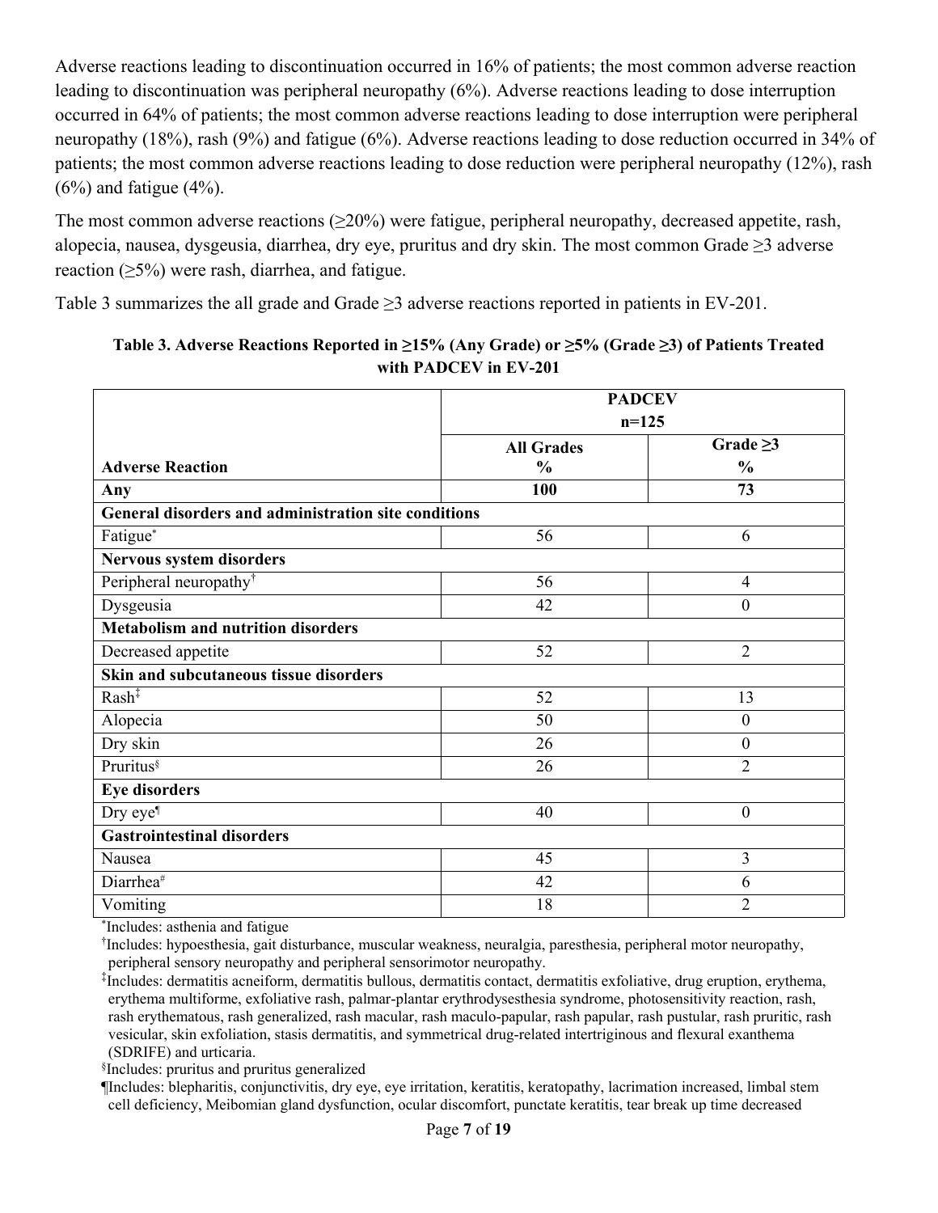Adverse reactions leading to discontinuation occurred in 16% of patients; the most common adverse reaction leading to discontinuation was peripheral neuropathy (6%). Adverse reactions leading to dose interruption occurred in 64% of patients; the most common adverse reactions leading to dose interruption were peripheral neuropathy (18%), rash (9%) and fatigue (6%). Adverse reactions leading to dose reduction occurred in 34% of patients; the most common adverse reactions leading to dose reduction were peripheral neuropathy (12%), rash (6%) and fatigue (4%).

The most common adverse reactions (≥20%) were fatigue, peripheral neuropathy, decreased appetite, rash, alopecia, nausea, dysgeusia, diarrhea, dry eye, pruritus and dry skin. The most common Grade ≥3 adverse reaction (≥5%) were rash, diarrhea, and fatigue.

Table 3 summarizes the all grade and Grade ≥3 adverse reactions reported in patients in EV-201.

**Table 3. Adverse Reactions Reported in ≥15% (Any Grade) or ≥5% (Grade ≥3) of Patients Treated with PADCEV in EV-201**

| | PADCEV n=125 | |
|---|---|---|
| **Adverse Reaction** | **All Grades %** | **Grade ≥3 %** |
| **Any** | **100** | **73** |
| **General disorders and administration site conditions** | | |
| Fatigue* | 56 | 6 |
| **Nervous system disorders** | | |
| Peripheral neuropathy† | 56 | 4 |
| Dysgeusia | 42 | 0 |
| **Metabolism and nutrition disorders** | | |
| Decreased appetite | 52 | 2 |
| **Skin and subcutaneous tissue disorders** | | |
| Rash‡ | 52 | 13 |
| Alopecia | 50 | 0 |
| Dry skin | 26 | 0 |
| Pruritus§ | 26 | 2 |
| **Eye disorders** | | |
| Dry eye¶ | 40 | 0 |
| **Gastrointestinal disorders** | | |
| Nausea | 45 | 3 |
| Diarrhea# | 42 | 6 |
| Vomiting | 18 | 2 |

*Includes: asthenia and fatigue

†Includes: hypoesthesia, gait disturbance, muscular weakness, neuralgia, paresthesia, peripheral motor neuropathy, peripheral sensory neuropathy and peripheral sensorimotor neuropathy.

‡Includes: dermatitis acneiform, dermatitis bullous, dermatitis contact, dermatitis exfoliative, drug eruption, erythema, erythema multiforme, exfoliative rash, palmar-plantar erythrodysesthesia syndrome, photosensitivity reaction, rash, rash erythematous, rash generalized, rash macular, rash maculo-papular, rash papular, rash pustular, rash pruritic, rash vesicular, skin exfoliation, stasis dermatitis, and symmetrical drug-related intertriginous and flexural exanthema (SDRIFE) and urticaria.

§Includes: pruritus and pruritus generalized

¶Includes: blepharitis, conjunctivitis, dry eye, eye irritation, keratitis, keratopathy, lacrimation increased, limbal stem cell deficiency, Meibomian gland dysfunction, ocular discomfort, punctate keratitis, tear break up time decreased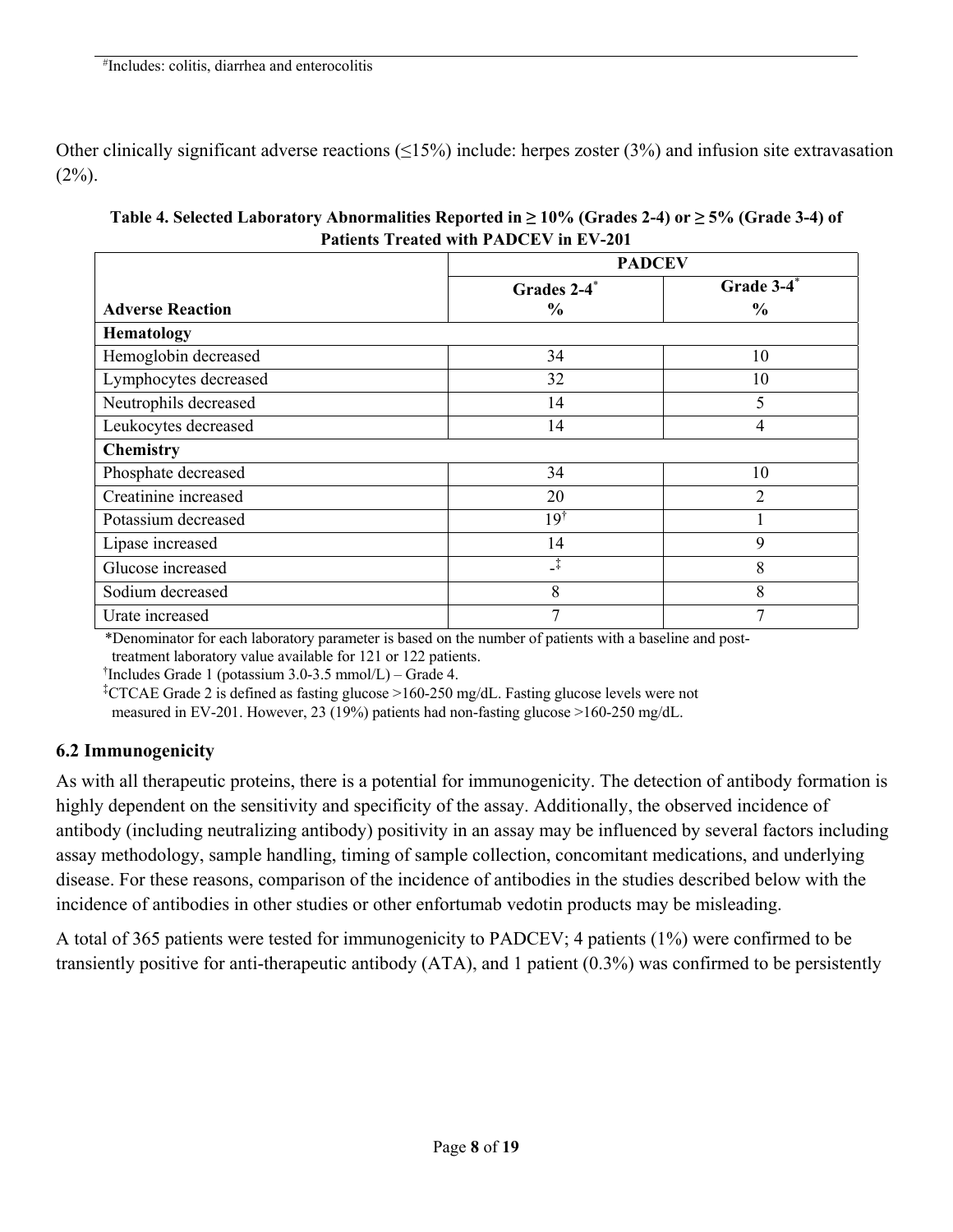#Includes: colitis, diarrhea and enterocolitis

Other clinically significant adverse reactions (≤15%) include: herpes zoster (3%) and infusion site extravasation (2%).

**Table 4. Selected Laboratory Abnormalities Reported in ≥ 10% (Grades 2-4) or ≥ 5% (Grade 3-4) of Patients Treated with PADCEV in EV-201**

| | PADCEV | |
|---|---|---|
| **Adverse Reaction** | **Grades 2-4*** **%** | **Grade 3-4*** **%** |
| **Hematology** | | |
| Hemoglobin decreased | 34 | 10 |
| Lymphocytes decreased | 32 | 10 |
| Neutrophils decreased | 14 | 5 |
| Leukocytes decreased | 14 | 4 |
| **Chemistry** | | |
| Phosphate decreased | 34 | 10 |
| Creatinine increased | 20 | 2 |
| Potassium decreased | 19† | 1 |
| Lipase increased | 14 | 9 |
| Glucose increased | -‡ | 8 |
| Sodium decreased | 8 | 8 |
| Urate increased | 7 | 7 |

*Denominator for each laboratory parameter is based on the number of patients with a baseline and post-treatment laboratory value available for 121 or 122 patients.

†Includes Grade 1 (potassium 3.0-3.5 mmol/L) – Grade 4.

‡CTCAE Grade 2 is defined as fasting glucose >160-250 mg/dL. Fasting glucose levels were not measured in EV-201. However, 23 (19%) patients had non-fasting glucose >160-250 mg/dL.

## 6.2 Immunogenicity

As with all therapeutic proteins, there is a potential for immunogenicity. The detection of antibody formation is highly dependent on the sensitivity and specificity of the assay. Additionally, the observed incidence of antibody (including neutralizing antibody) positivity in an assay may be influenced by several factors including assay methodology, sample handling, timing of sample collection, concomitant medications, and underlying disease. For these reasons, comparison of the incidence of antibodies in the studies described below with the incidence of antibodies in other studies or other enfortumab vedotin products may be misleading.

A total of 365 patients were tested for immunogenicity to PADCEV; 4 patients (1%) were confirmed to be transiently positive for anti-therapeutic antibody (ATA), and 1 patient (0.3%) was confirmed to be persistently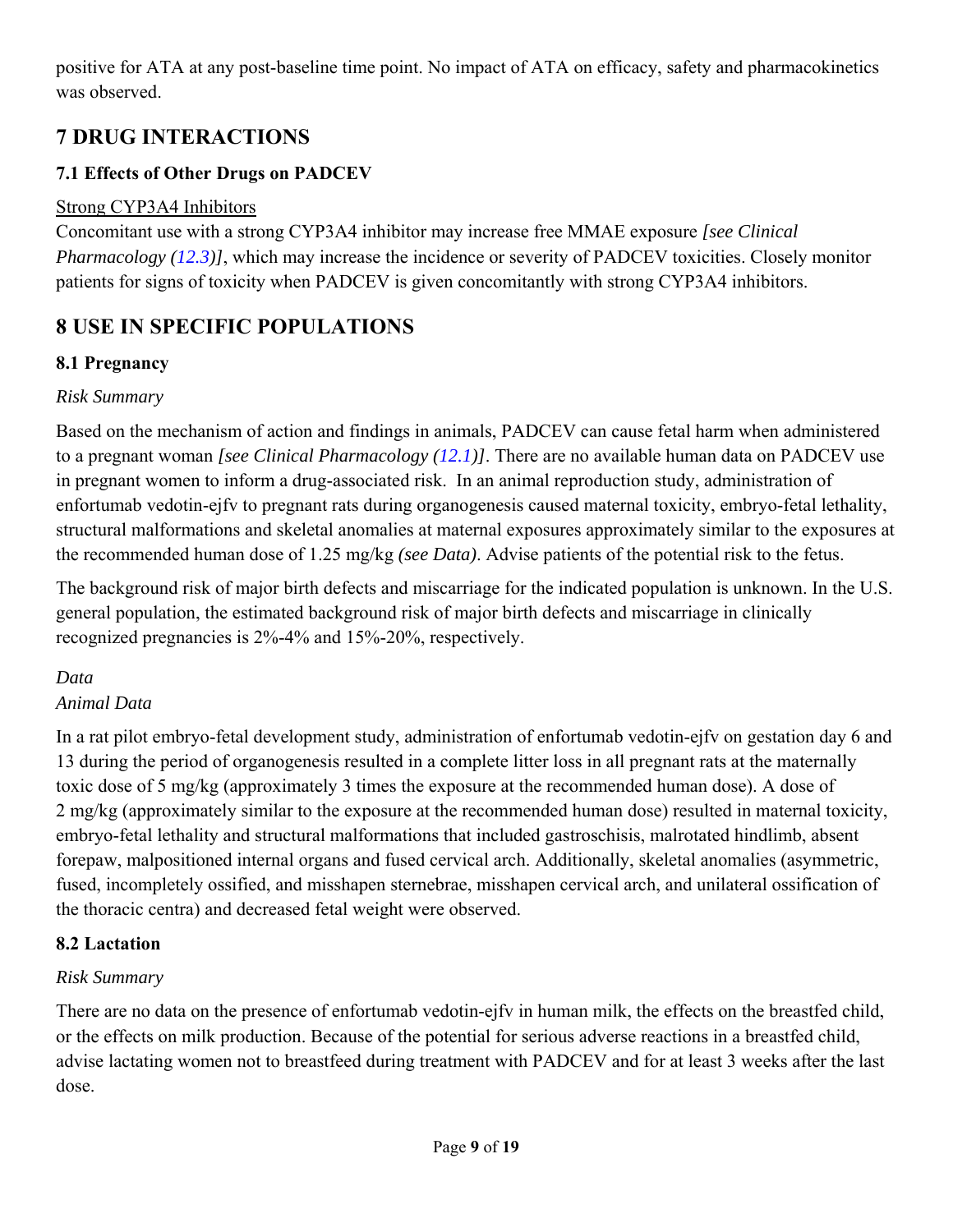positive for ATA at any post-baseline time point. No impact of ATA on efficacy, safety and pharmacokinetics was observed.

# 7 DRUG INTERACTIONS

## 7.1 Effects of Other Drugs on PADCEV

Strong CYP3A4 Inhibitors

Concomitant use with a strong CYP3A4 inhibitor may increase free MMAE exposure *[see Clinical Pharmacology (12.3)]*, which may increase the incidence or severity of PADCEV toxicities. Closely monitor patients for signs of toxicity when PADCEV is given concomitantly with strong CYP3A4 inhibitors.

# 8 USE IN SPECIFIC POPULATIONS

## 8.1 Pregnancy

*Risk Summary*

Based on the mechanism of action and findings in animals, PADCEV can cause fetal harm when administered to a pregnant woman *[see Clinical Pharmacology (12.1)]*. There are no available human data on PADCEV use in pregnant women to inform a drug-associated risk. In an animal reproduction study, administration of enfortumab vedotin-ejfv to pregnant rats during organogenesis caused maternal toxicity, embryo-fetal lethality, structural malformations and skeletal anomalies at maternal exposures approximately similar to the exposures at the recommended human dose of 1.25 mg/kg *(see Data)*. Advise patients of the potential risk to the fetus.

The background risk of major birth defects and miscarriage for the indicated population is unknown. In the U.S. general population, the estimated background risk of major birth defects and miscarriage in clinically recognized pregnancies is 2%-4% and 15%-20%, respectively.

*Data*

*Animal Data*

In a rat pilot embryo-fetal development study, administration of enfortumab vedotin-ejfv on gestation day 6 and 13 during the period of organogenesis resulted in a complete litter loss in all pregnant rats at the maternally toxic dose of 5 mg/kg (approximately 3 times the exposure at the recommended human dose). A dose of 2 mg/kg (approximately similar to the exposure at the recommended human dose) resulted in maternal toxicity, embryo-fetal lethality and structural malformations that included gastroschisis, malrotated hindlimb, absent forepaw, malpositioned internal organs and fused cervical arch. Additionally, skeletal anomalies (asymmetric, fused, incompletely ossified, and misshapen sternebrae, misshapen cervical arch, and unilateral ossification of the thoracic centra) and decreased fetal weight were observed.

## 8.2 Lactation

*Risk Summary*

There are no data on the presence of enfortumab vedotin-ejfv in human milk, the effects on the breastfed child, or the effects on milk production. Because of the potential for serious adverse reactions in a breastfed child, advise lactating women not to breastfeed during treatment with PADCEV and for at least 3 weeks after the last dose.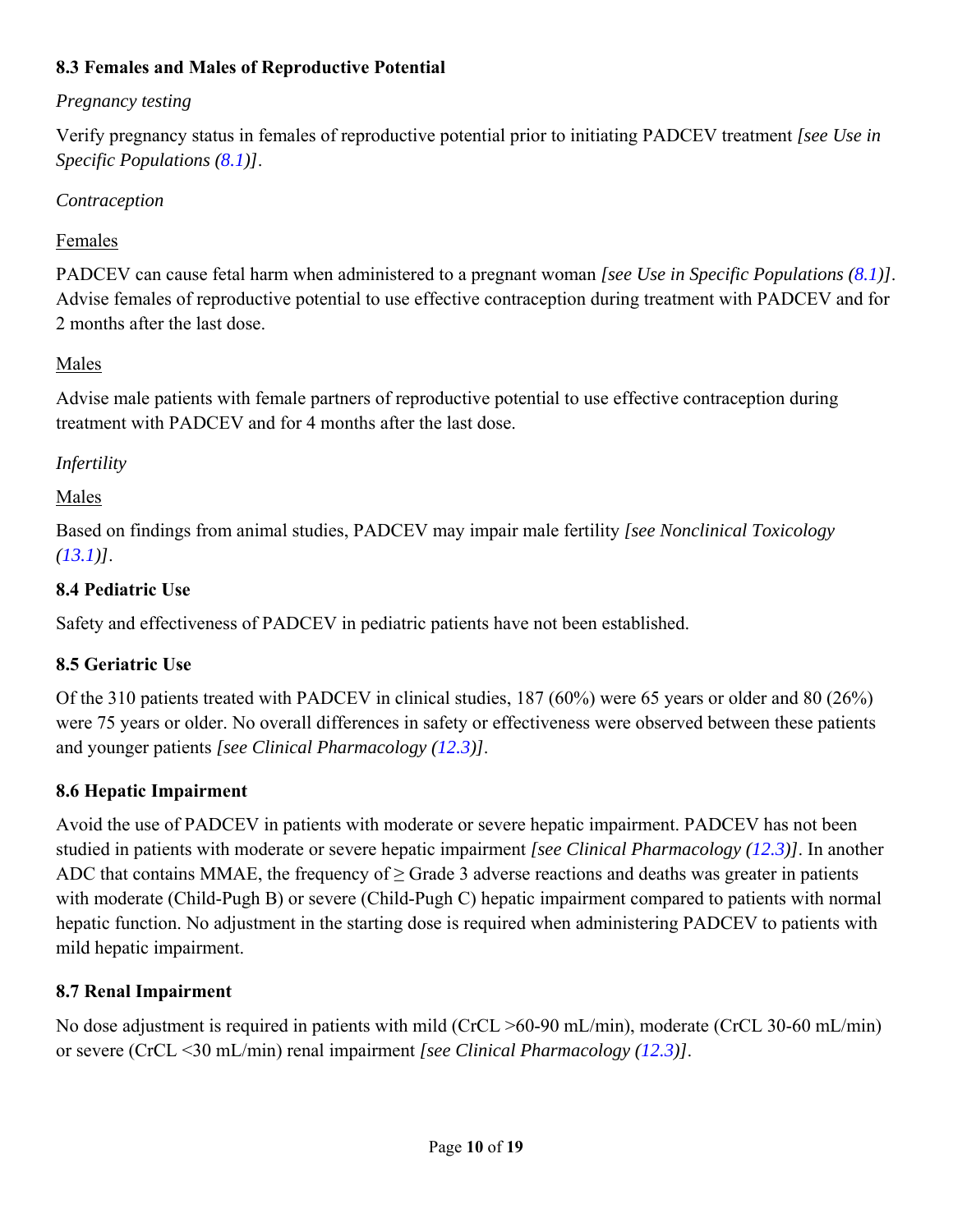### 8.3 Females and Males of Reproductive Potential

*Pregnancy testing*

Verify pregnancy status in females of reproductive potential prior to initiating PADCEV treatment *[see Use in Specific Populations (8.1)]*.

*Contraception*

Females

PADCEV can cause fetal harm when administered to a pregnant woman *[see Use in Specific Populations (8.1)]*. Advise females of reproductive potential to use effective contraception during treatment with PADCEV and for 2 months after the last dose.

Males

Advise male patients with female partners of reproductive potential to use effective contraception during treatment with PADCEV and for 4 months after the last dose.

*Infertility*

Males

Based on findings from animal studies, PADCEV may impair male fertility *[see Nonclinical Toxicology (13.1)]*.

### 8.4 Pediatric Use

Safety and effectiveness of PADCEV in pediatric patients have not been established.

### 8.5 Geriatric Use

Of the 310 patients treated with PADCEV in clinical studies, 187 (60%) were 65 years or older and 80 (26%) were 75 years or older. No overall differences in safety or effectiveness were observed between these patients and younger patients *[see Clinical Pharmacology (12.3)]*.

### 8.6 Hepatic Impairment

Avoid the use of PADCEV in patients with moderate or severe hepatic impairment. PADCEV has not been studied in patients with moderate or severe hepatic impairment *[see Clinical Pharmacology (12.3)]*. In another ADC that contains MMAE, the frequency of ≥ Grade 3 adverse reactions and deaths was greater in patients with moderate (Child-Pugh B) or severe (Child-Pugh C) hepatic impairment compared to patients with normal hepatic function. No adjustment in the starting dose is required when administering PADCEV to patients with mild hepatic impairment.

### 8.7 Renal Impairment

No dose adjustment is required in patients with mild (CrCL >60-90 mL/min), moderate (CrCL 30-60 mL/min) or severe (CrCL <30 mL/min) renal impairment *[see Clinical Pharmacology (12.3)]*.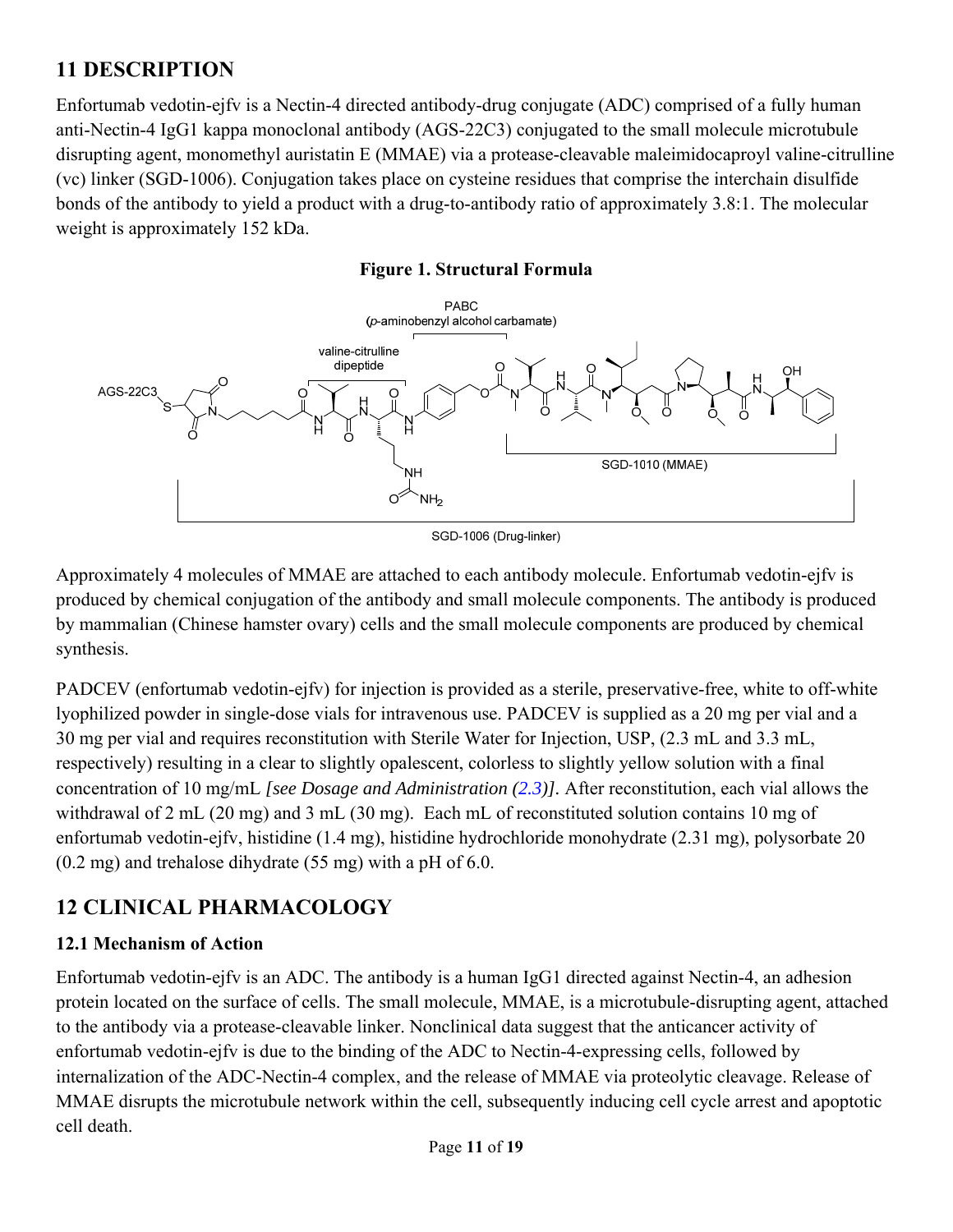## 11 DESCRIPTION

Enfortumab vedotin-ejfv is a Nectin-4 directed antibody-drug conjugate (ADC) comprised of a fully human anti-Nectin-4 IgG1 kappa monoclonal antibody (AGS-22C3) conjugated to the small molecule microtubule disrupting agent, monomethyl auristatin E (MMAE) via a protease-cleavable maleimidocaproyl valine-citrulline (vc) linker (SGD-1006). Conjugation takes place on cysteine residues that comprise the interchain disulfide bonds of the antibody to yield a product with a drug-to-antibody ratio of approximately 3.8:1. The molecular weight is approximately 152 kDa.

**Figure 1. Structural Formula**

Approximately 4 molecules of MMAE are attached to each antibody molecule. Enfortumab vedotin-ejfv is produced by chemical conjugation of the antibody and small molecule components. The antibody is produced by mammalian (Chinese hamster ovary) cells and the small molecule components are produced by chemical synthesis.

PADCEV (enfortumab vedotin-ejfv) for injection is provided as a sterile, preservative-free, white to off-white lyophilized powder in single-dose vials for intravenous use. PADCEV is supplied as a 20 mg per vial and a 30 mg per vial and requires reconstitution with Sterile Water for Injection, USP, (2.3 mL and 3.3 mL, respectively) resulting in a clear to slightly opalescent, colorless to slightly yellow solution with a final concentration of 10 mg/mL *[see Dosage and Administration (2.3)]*. After reconstitution, each vial allows the withdrawal of 2 mL (20 mg) and 3 mL (30 mg). Each mL of reconstituted solution contains 10 mg of enfortumab vedotin-ejfv, histidine (1.4 mg), histidine hydrochloride monohydrate (2.31 mg), polysorbate 20 (0.2 mg) and trehalose dihydrate (55 mg) with a pH of 6.0.

## 12 CLINICAL PHARMACOLOGY

### 12.1 Mechanism of Action

Enfortumab vedotin-ejfv is an ADC. The antibody is a human IgG1 directed against Nectin-4, an adhesion protein located on the surface of cells. The small molecule, MMAE, is a microtubule-disrupting agent, attached to the antibody via a protease-cleavable linker. Nonclinical data suggest that the anticancer activity of enfortumab vedotin-ejfv is due to the binding of the ADC to Nectin-4-expressing cells, followed by internalization of the ADC-Nectin-4 complex, and the release of MMAE via proteolytic cleavage. Release of MMAE disrupts the microtubule network within the cell, subsequently inducing cell cycle arrest and apoptotic cell death.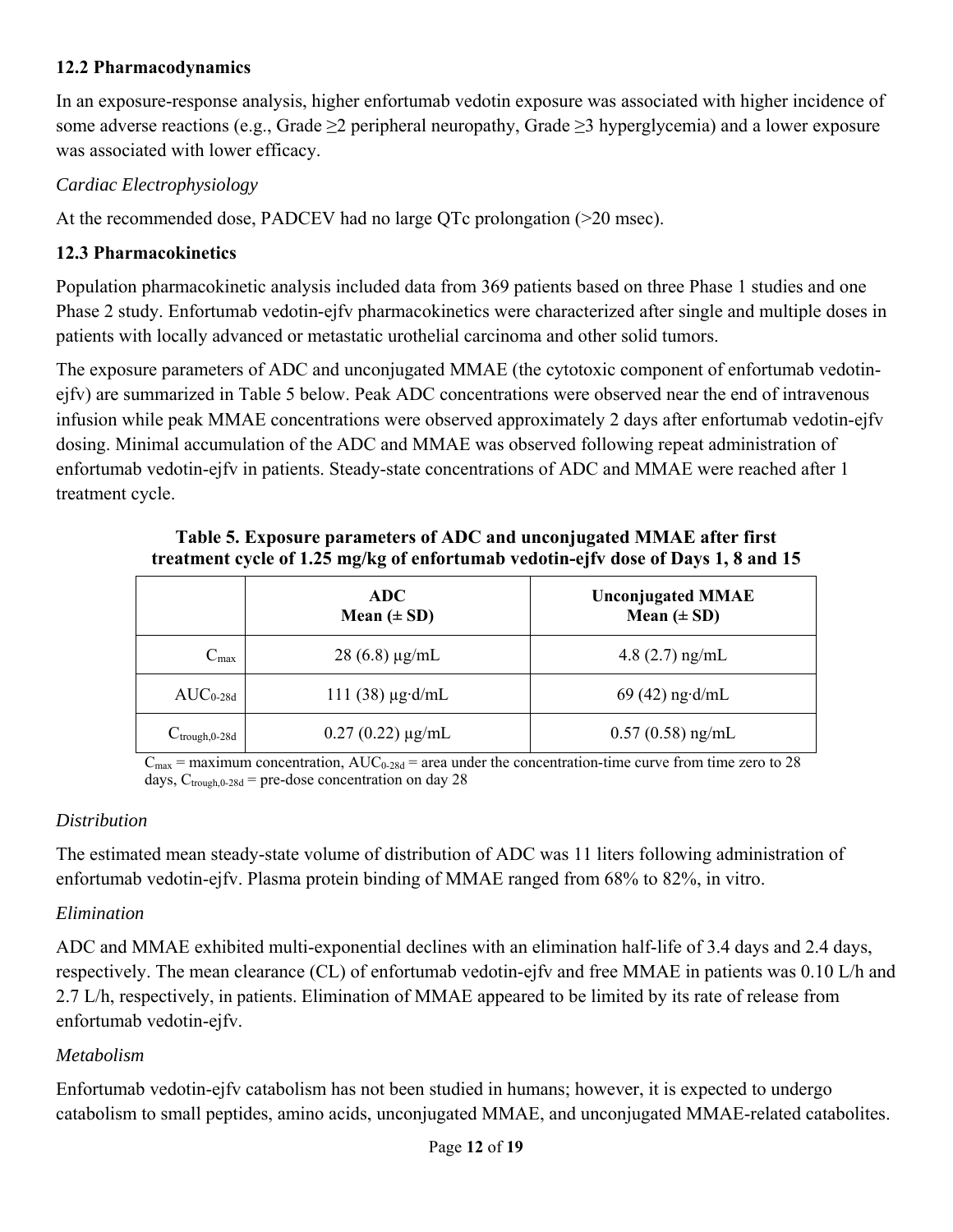### 12.2 Pharmacodynamics

In an exposure-response analysis, higher enfortumab vedotin exposure was associated with higher incidence of some adverse reactions (e.g., Grade ≥2 peripheral neuropathy, Grade ≥3 hyperglycemia) and a lower exposure was associated with lower efficacy.

*Cardiac Electrophysiology*

At the recommended dose, PADCEV had no large QTc prolongation (>20 msec).

### 12.3 Pharmacokinetics

Population pharmacokinetic analysis included data from 369 patients based on three Phase 1 studies and one Phase 2 study. Enfortumab vedotin-ejfv pharmacokinetics were characterized after single and multiple doses in patients with locally advanced or metastatic urothelial carcinoma and other solid tumors.

The exposure parameters of ADC and unconjugated MMAE (the cytotoxic component of enfortumab vedotin-ejfv) are summarized in Table 5 below. Peak ADC concentrations were observed near the end of intravenous infusion while peak MMAE concentrations were observed approximately 2 days after enfortumab vedotin-ejfv dosing. Minimal accumulation of the ADC and MMAE was observed following repeat administration of enfortumab vedotin-ejfv in patients. Steady-state concentrations of ADC and MMAE were reached after 1 treatment cycle.

**Table 5. Exposure parameters of ADC and unconjugated MMAE after first treatment cycle of 1.25 mg/kg of enfortumab vedotin-ejfv dose of Days 1, 8 and 15**

| | ADC Mean (± SD) | Unconjugated MMAE Mean (± SD) |
|---|---|---|
| $C_{max}$ | 28 (6.8) µg/mL | 4.8 (2.7) ng/mL |
| $AUC_{0-28d}$ | 111 (38) µg·d/mL | 69 (42) ng·d/mL |
| $C_{trough,0-28d}$ | 0.27 (0.22) µg/mL | 0.57 (0.58) ng/mL |

$C_{max}$ = maximum concentration, $AUC_{0-28d}$ = area under the concentration-time curve from time zero to 28 days, $C_{trough,0-28d}$ = pre-dose concentration on day 28

*Distribution*

The estimated mean steady-state volume of distribution of ADC was 11 liters following administration of enfortumab vedotin-ejfv. Plasma protein binding of MMAE ranged from 68% to 82%, in vitro.

*Elimination*

ADC and MMAE exhibited multi-exponential declines with an elimination half-life of 3.4 days and 2.4 days, respectively. The mean clearance (CL) of enfortumab vedotin-ejfv and free MMAE in patients was 0.10 L/h and 2.7 L/h, respectively, in patients. Elimination of MMAE appeared to be limited by its rate of release from enfortumab vedotin-ejfv.

*Metabolism*

Enfortumab vedotin-ejfv catabolism has not been studied in humans; however, it is expected to undergo catabolism to small peptides, amino acids, unconjugated MMAE, and unconjugated MMAE-related catabolites.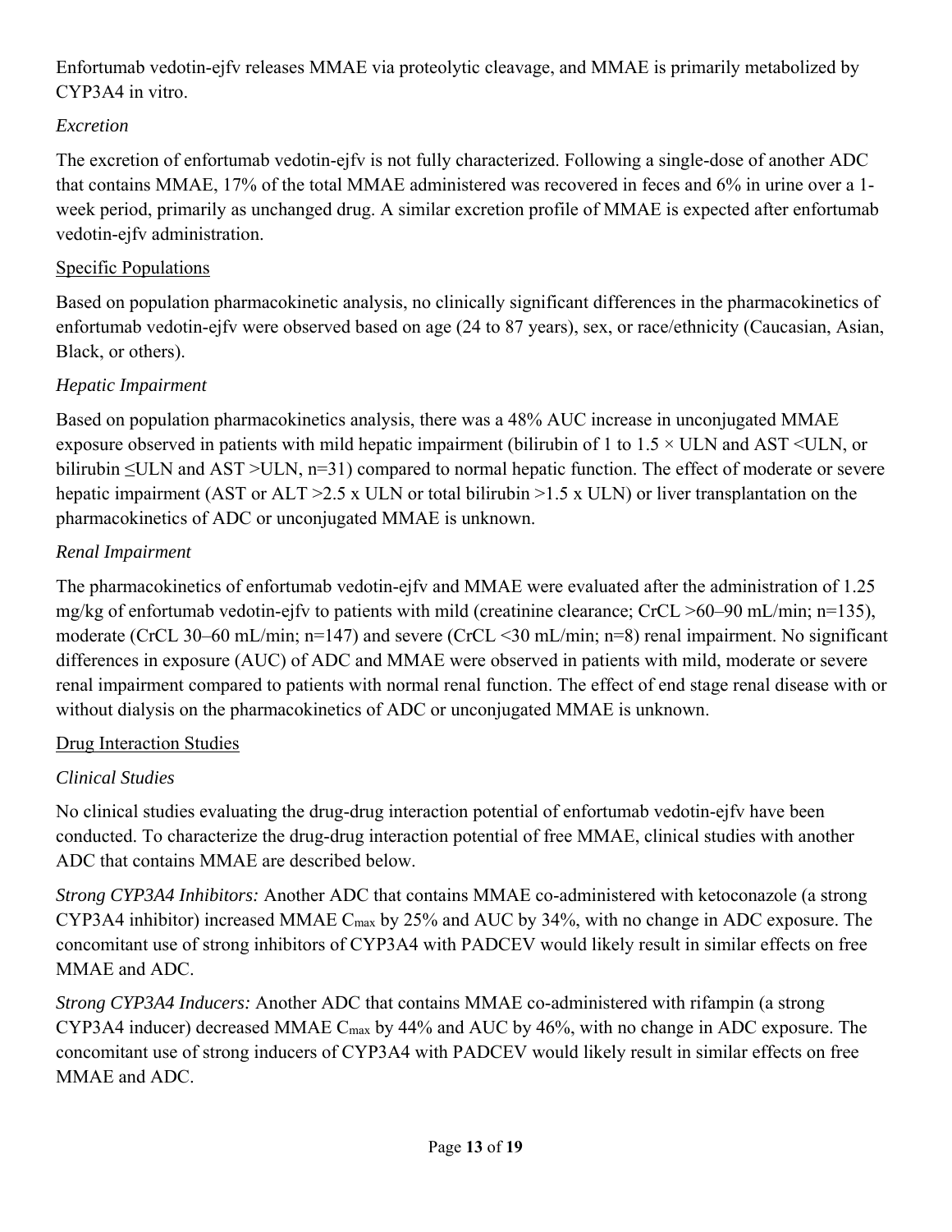Enfortumab vedotin-ejfv releases MMAE via proteolytic cleavage, and MMAE is primarily metabolized by CYP3A4 in vitro.

*Excretion*

The excretion of enfortumab vedotin-ejfv is not fully characterized. Following a single-dose of another ADC that contains MMAE, 17% of the total MMAE administered was recovered in feces and 6% in urine over a 1-week period, primarily as unchanged drug. A similar excretion profile of MMAE is expected after enfortumab vedotin-ejfv administration.

<u>Specific Populations</u>

Based on population pharmacokinetic analysis, no clinically significant differences in the pharmacokinetics of enfortumab vedotin-ejfv were observed based on age (24 to 87 years), sex, or race/ethnicity (Caucasian, Asian, Black, or others).

*Hepatic Impairment*

Based on population pharmacokinetics analysis, there was a 48% AUC increase in unconjugated MMAE exposure observed in patients with mild hepatic impairment (bilirubin of 1 to 1.5 × ULN and AST <ULN, or bilirubin ≤ULN and AST >ULN, n=31) compared to normal hepatic function. The effect of moderate or severe hepatic impairment (AST or ALT >2.5 x ULN or total bilirubin >1.5 x ULN) or liver transplantation on the pharmacokinetics of ADC or unconjugated MMAE is unknown.

*Renal Impairment*

The pharmacokinetics of enfortumab vedotin-ejfv and MMAE were evaluated after the administration of 1.25 mg/kg of enfortumab vedotin-ejfv to patients with mild (creatinine clearance; CrCL >60–90 mL/min; n=135), moderate (CrCL 30–60 mL/min; n=147) and severe (CrCL <30 mL/min; n=8) renal impairment. No significant differences in exposure (AUC) of ADC and MMAE were observed in patients with mild, moderate or severe renal impairment compared to patients with normal renal function. The effect of end stage renal disease with or without dialysis on the pharmacokinetics of ADC or unconjugated MMAE is unknown.

<u>Drug Interaction Studies</u>

*Clinical Studies*

No clinical studies evaluating the drug-drug interaction potential of enfortumab vedotin-ejfv have been conducted. To characterize the drug-drug interaction potential of free MMAE, clinical studies with another ADC that contains MMAE are described below.

*Strong CYP3A4 Inhibitors:* Another ADC that contains MMAE co-administered with ketoconazole (a strong CYP3A4 inhibitor) increased MMAE $C_{max}$ by 25% and AUC by 34%, with no change in ADC exposure. The concomitant use of strong inhibitors of CYP3A4 with PADCEV would likely result in similar effects on free MMAE and ADC.

*Strong CYP3A4 Inducers:* Another ADC that contains MMAE co-administered with rifampin (a strong CYP3A4 inducer) decreased MMAE $C_{max}$ by 44% and AUC by 46%, with no change in ADC exposure. The concomitant use of strong inducers of CYP3A4 with PADCEV would likely result in similar effects on free MMAE and ADC.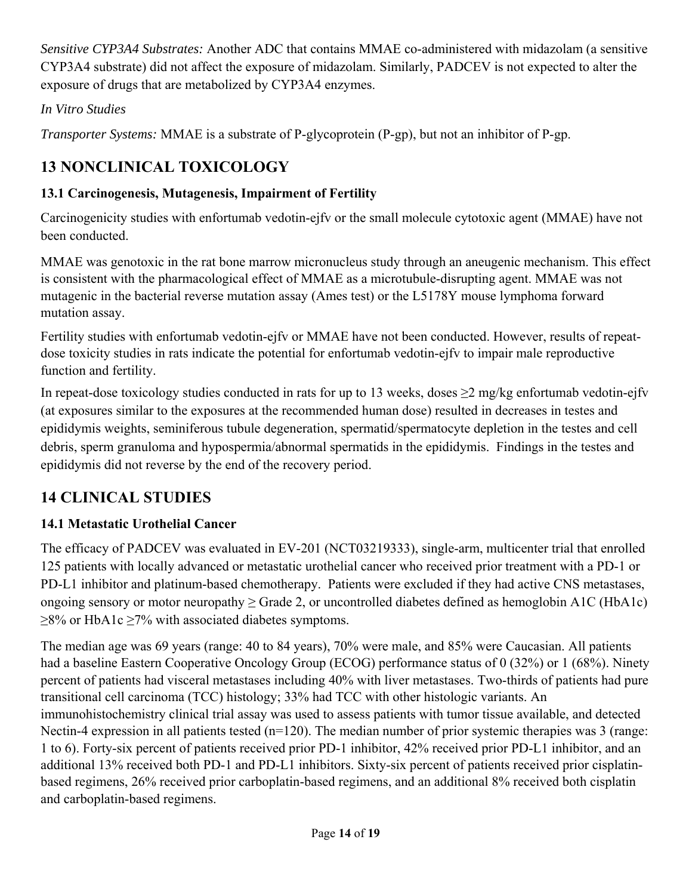*Sensitive CYP3A4 Substrates:* Another ADC that contains MMAE co-administered with midazolam (a sensitive CYP3A4 substrate) did not affect the exposure of midazolam. Similarly, PADCEV is not expected to alter the exposure of drugs that are metabolized by CYP3A4 enzymes.

*In Vitro Studies*

*Transporter Systems:* MMAE is a substrate of P-glycoprotein (P-gp), but not an inhibitor of P-gp.

# 13 NONCLINICAL TOXICOLOGY

### 13.1 Carcinogenesis, Mutagenesis, Impairment of Fertility

Carcinogenicity studies with enfortumab vedotin-ejfv or the small molecule cytotoxic agent (MMAE) have not been conducted.

MMAE was genotoxic in the rat bone marrow micronucleus study through an aneugenic mechanism. This effect is consistent with the pharmacological effect of MMAE as a microtubule-disrupting agent. MMAE was not mutagenic in the bacterial reverse mutation assay (Ames test) or the L5178Y mouse lymphoma forward mutation assay.

Fertility studies with enfortumab vedotin-ejfv or MMAE have not been conducted. However, results of repeat-dose toxicity studies in rats indicate the potential for enfortumab vedotin-ejfv to impair male reproductive function and fertility.

In repeat-dose toxicology studies conducted in rats for up to 13 weeks, doses ≥2 mg/kg enfortumab vedotin-ejfv (at exposures similar to the exposures at the recommended human dose) resulted in decreases in testes and epididymis weights, seminiferous tubule degeneration, spermatid/spermatocyte depletion in the testes and cell debris, sperm granuloma and hypospermia/abnormal spermatids in the epididymis. Findings in the testes and epididymis did not reverse by the end of the recovery period.

# 14 CLINICAL STUDIES

### 14.1 Metastatic Urothelial Cancer

The efficacy of PADCEV was evaluated in EV-201 (NCT03219333), single-arm, multicenter trial that enrolled 125 patients with locally advanced or metastatic urothelial cancer who received prior treatment with a PD-1 or PD-L1 inhibitor and platinum-based chemotherapy. Patients were excluded if they had active CNS metastases, ongoing sensory or motor neuropathy ≥ Grade 2, or uncontrolled diabetes defined as hemoglobin A1C (HbA1c) ≥8% or HbA1c ≥7% with associated diabetes symptoms.

The median age was 69 years (range: 40 to 84 years), 70% were male, and 85% were Caucasian. All patients had a baseline Eastern Cooperative Oncology Group (ECOG) performance status of 0 (32%) or 1 (68%). Ninety percent of patients had visceral metastases including 40% with liver metastases. Two-thirds of patients had pure transitional cell carcinoma (TCC) histology; 33% had TCC with other histologic variants. An immunohistochemistry clinical trial assay was used to assess patients with tumor tissue available, and detected Nectin-4 expression in all patients tested (n=120). The median number of prior systemic therapies was 3 (range: 1 to 6). Forty-six percent of patients received prior PD-1 inhibitor, 42% received prior PD-L1 inhibitor, and an additional 13% received both PD-1 and PD-L1 inhibitors. Sixty-six percent of patients received prior cisplatin-based regimens, 26% received prior carboplatin-based regimens, and an additional 8% received both cisplatin and carboplatin-based regimens.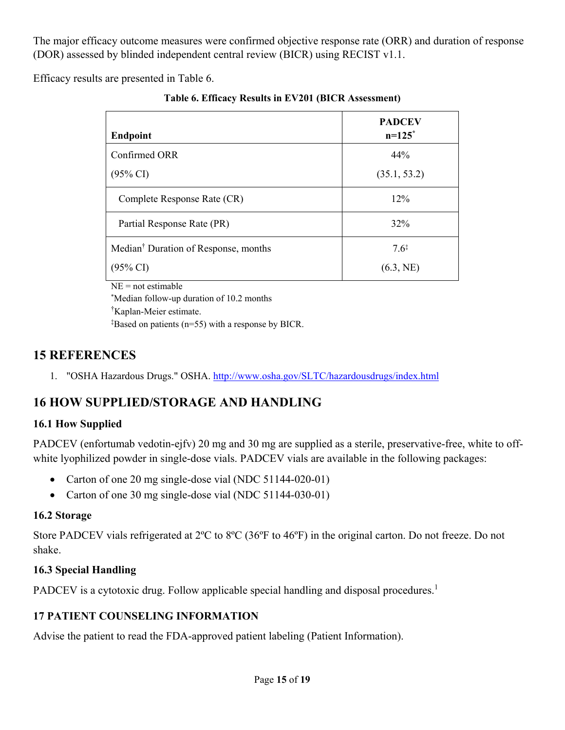The major efficacy outcome measures were confirmed objective response rate (ORR) and duration of response (DOR) assessed by blinded independent central review (BICR) using RECIST v1.1.

Efficacy results are presented in Table 6.

**Table 6. Efficacy Results in EV201 (BICR Assessment)**

| Endpoint | PADCEV n=125[*] |
|---|---|
| Confirmed ORR (95% CI) | 44% (35.1, 53.2) |
| Complete Response Rate (CR) | 12% |
| Partial Response Rate (PR) | 32% |
| Median[†] Duration of Response, months (95% CI) | 7.6[‡] (6.3, NE) |

NE = not estimable

[*]Median follow-up duration of 10.2 months

[†]Kaplan-Meier estimate.

[‡]Based on patients (n=55) with a response by BICR.

## 15 REFERENCES

1. "OSHA Hazardous Drugs." OSHA. http://www.osha.gov/SLTC/hazardousdrugs/index.html

## 16 HOW SUPPLIED/STORAGE AND HANDLING

### 16.1 How Supplied

PADCEV (enfortumab vedotin-ejfv) 20 mg and 30 mg are supplied as a sterile, preservative-free, white to off-white lyophilized powder in single-dose vials. PADCEV vials are available in the following packages:

- Carton of one 20 mg single-dose vial (NDC 51144-020-01)
- Carton of one 30 mg single-dose vial (NDC 51144-030-01)

### 16.2 Storage

Store PADCEV vials refrigerated at 2ºC to 8ºC (36ºF to 46ºF) in the original carton. Do not freeze. Do not shake.

### 16.3 Special Handling

PADCEV is a cytotoxic drug. Follow applicable special handling and disposal procedures.[1]

## 17 PATIENT COUNSELING INFORMATION

Advise the patient to read the FDA-approved patient labeling (Patient Information).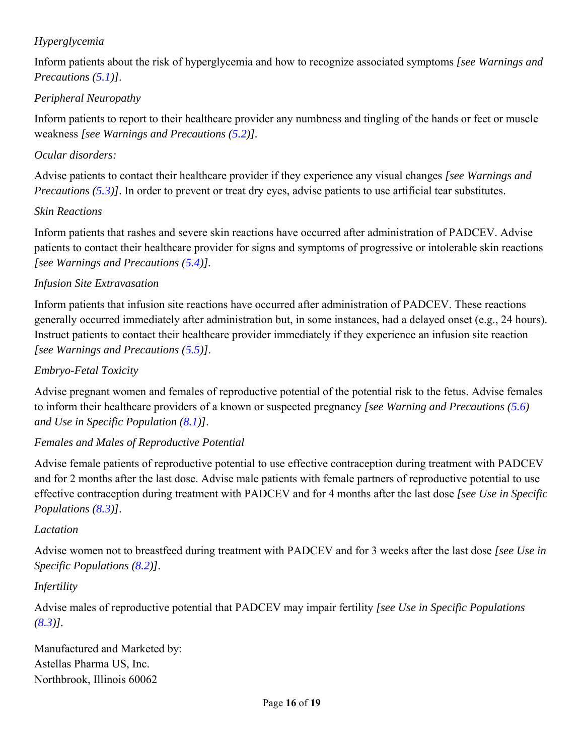*Hyperglycemia*

Inform patients about the risk of hyperglycemia and how to recognize associated symptoms *[see Warnings and Precautions (5.1)]*.

*Peripheral Neuropathy*

Inform patients to report to their healthcare provider any numbness and tingling of the hands or feet or muscle weakness *[see Warnings and Precautions (5.2)]*.

*Ocular disorders:*

Advise patients to contact their healthcare provider if they experience any visual changes *[see Warnings and Precautions (5.3)]*. In order to prevent or treat dry eyes, advise patients to use artificial tear substitutes.

*Skin Reactions*

Inform patients that rashes and severe skin reactions have occurred after administration of PADCEV. Advise patients to contact their healthcare provider for signs and symptoms of progressive or intolerable skin reactions *[see Warnings and Precautions (5.4)]*.

*Infusion Site Extravasation*

Inform patients that infusion site reactions have occurred after administration of PADCEV. These reactions generally occurred immediately after administration but, in some instances, had a delayed onset (e.g., 24 hours). Instruct patients to contact their healthcare provider immediately if they experience an infusion site reaction *[see Warnings and Precautions (5.5)]*.

*Embryo-Fetal Toxicity*

Advise pregnant women and females of reproductive potential of the potential risk to the fetus. Advise females to inform their healthcare providers of a known or suspected pregnancy *[see Warning and Precautions (5.6) and Use in Specific Population (8.1)]*.

*Females and Males of Reproductive Potential*

Advise female patients of reproductive potential to use effective contraception during treatment with PADCEV and for 2 months after the last dose. Advise male patients with female partners of reproductive potential to use effective contraception during treatment with PADCEV and for 4 months after the last dose *[see Use in Specific Populations (8.3)]*.

*Lactation*

Advise women not to breastfeed during treatment with PADCEV and for 3 weeks after the last dose *[see Use in Specific Populations (8.2)]*.

*Infertility*

Advise males of reproductive potential that PADCEV may impair fertility *[see Use in Specific Populations (8.3)]*.

Manufactured and Marketed by:
Astellas Pharma US, Inc.
Northbrook, Illinois 60062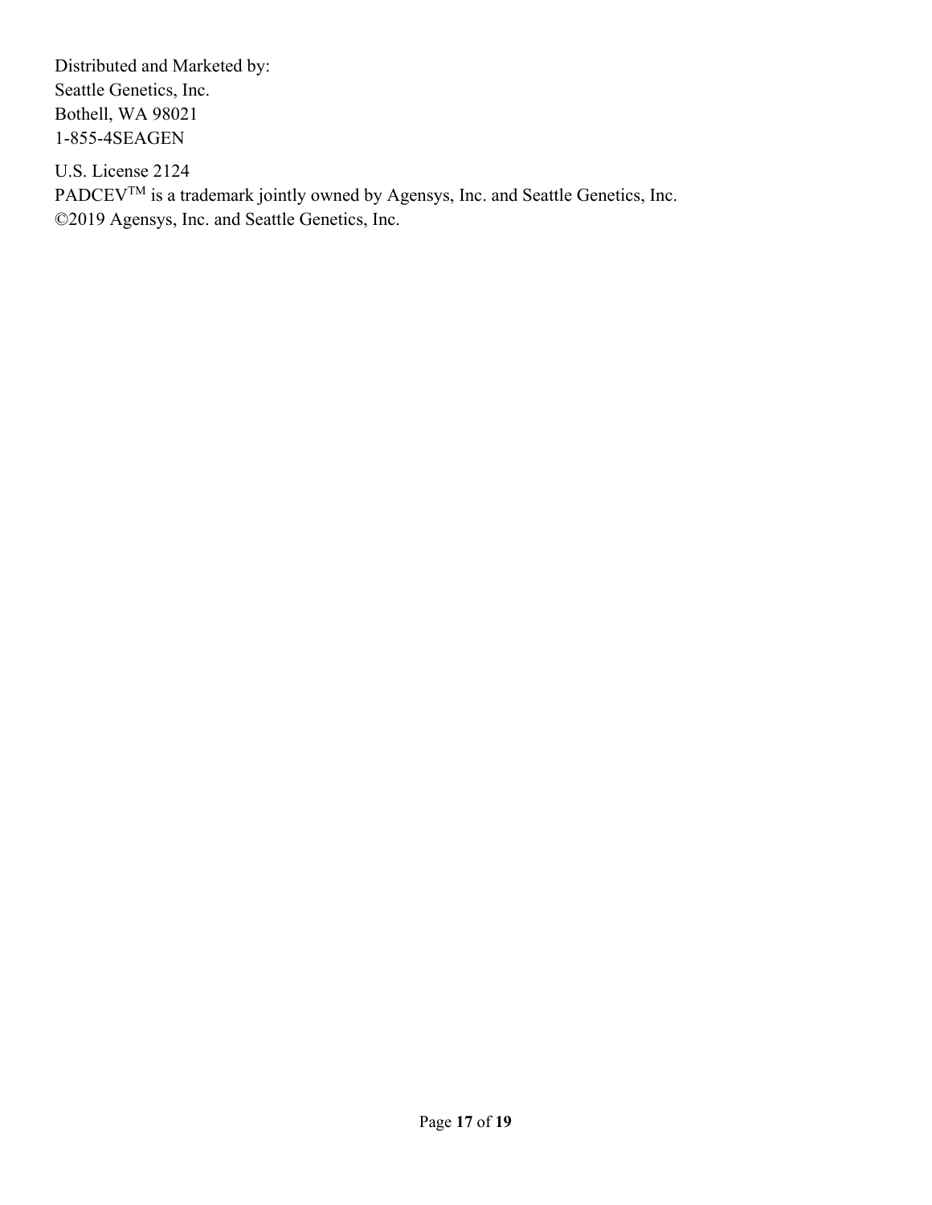Distributed and Marketed by:
Seattle Genetics, Inc.
Bothell, WA 98021
1-855-4SEAGEN

U.S. License 2124
PADCEV[TM] is a trademark jointly owned by Agensys, Inc. and Seattle Genetics, Inc.
©2019 Agensys, Inc. and Seattle Genetics, Inc.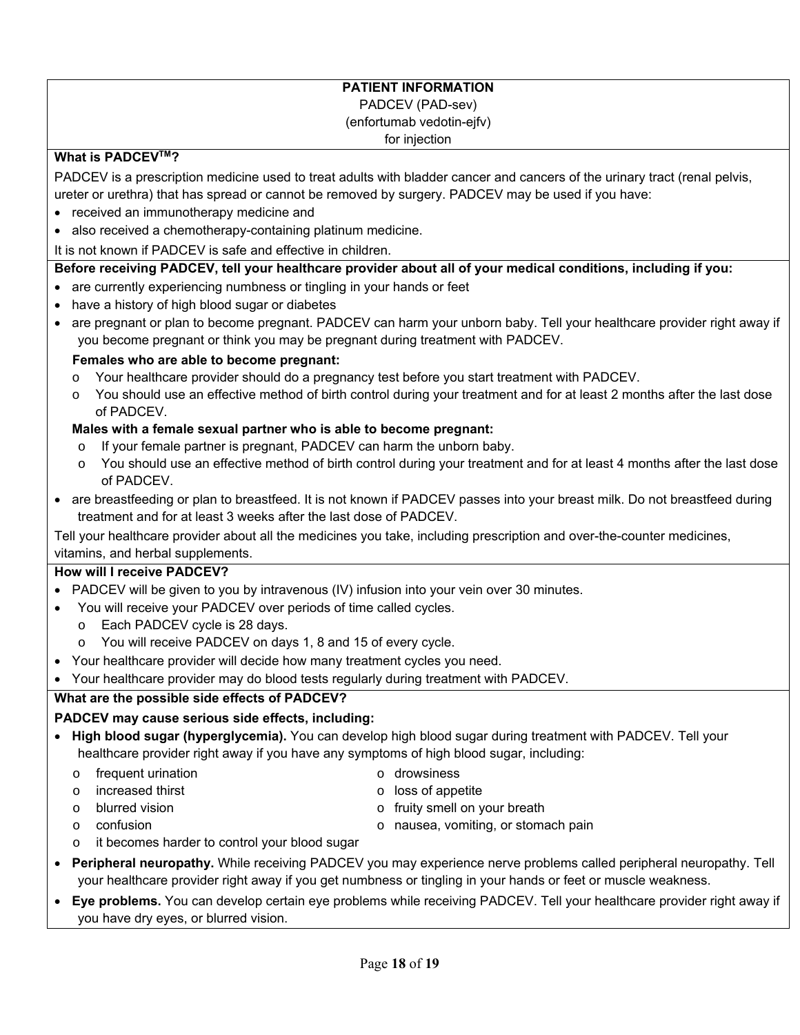**PATIENT INFORMATION**
PADCEV (PAD-sev)
(enfortumab vedotin-ejfv)
for injection

**What is PADCEV™?**

PADCEV is a prescription medicine used to treat adults with bladder cancer and cancers of the urinary tract (renal pelvis, ureter or urethra) that has spread or cannot be removed by surgery. PADCEV may be used if you have:

- received an immunotherapy medicine and
- also received a chemotherapy-containing platinum medicine.

It is not known if PADCEV is safe and effective in children.

**Before receiving PADCEV, tell your healthcare provider about all of your medical conditions, including if you:**

- are currently experiencing numbness or tingling in your hands or feet
- have a history of high blood sugar or diabetes
- are pregnant or plan to become pregnant. PADCEV can harm your unborn baby. Tell your healthcare provider right away if you become pregnant or think you may be pregnant during treatment with PADCEV.

  **Females who are able to become pregnant:**
  - Your healthcare provider should do a pregnancy test before you start treatment with PADCEV.
  - You should use an effective method of birth control during your treatment and for at least 2 months after the last dose of PADCEV.

  **Males with a female sexual partner who is able to become pregnant:**
  - If your female partner is pregnant, PADCEV can harm the unborn baby.
  - You should use an effective method of birth control during your treatment and for at least 4 months after the last dose of PADCEV.
- are breastfeeding or plan to breastfeed. It is not known if PADCEV passes into your breast milk. Do not breastfeed during treatment and for at least 3 weeks after the last dose of PADCEV.

Tell your healthcare provider about all the medicines you take, including prescription and over-the-counter medicines, vitamins, and herbal supplements.

**How will I receive PADCEV?**

- PADCEV will be given to you by intravenous (IV) infusion into your vein over 30 minutes.
- You will receive your PADCEV over periods of time called cycles.
  - Each PADCEV cycle is 28 days.
  - You will receive PADCEV on days 1, 8 and 15 of every cycle.
- Your healthcare provider will decide how many treatment cycles you need.
- Your healthcare provider may do blood tests regularly during treatment with PADCEV.

**What are the possible side effects of PADCEV?**

**PADCEV may cause serious side effects, including:**

- **High blood sugar (hyperglycemia).** You can develop high blood sugar during treatment with PADCEV. Tell your healthcare provider right away if you have any symptoms of high blood sugar, including:
  - frequent urination
  - increased thirst
  - blurred vision
  - confusion
  - it becomes harder to control your blood sugar
  - drowsiness
  - loss of appetite
  - fruity smell on your breath
  - nausea, vomiting, or stomach pain
- **Peripheral neuropathy.** While receiving PADCEV you may experience nerve problems called peripheral neuropathy. Tell your healthcare provider right away if you get numbness or tingling in your hands or feet or muscle weakness.
- **Eye problems.** You can develop certain eye problems while receiving PADCEV. Tell your healthcare provider right away if you have dry eyes, or blurred vision.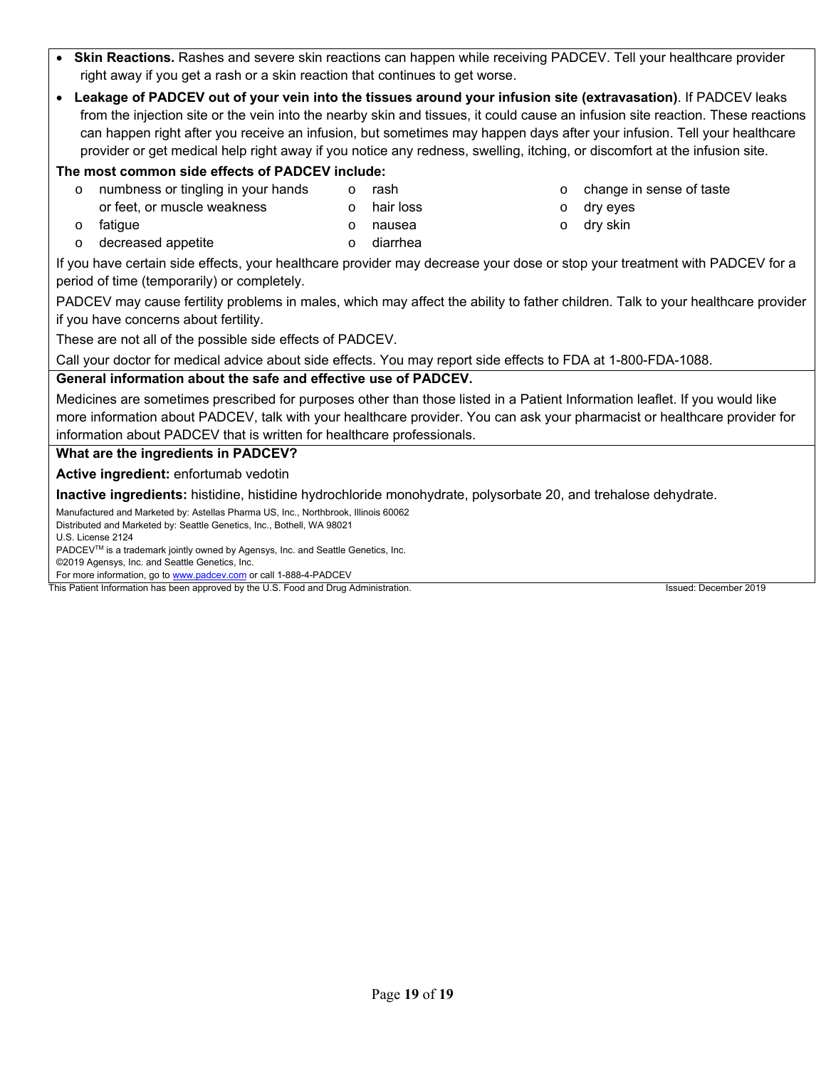- **Skin Reactions.** Rashes and severe skin reactions can happen while receiving PADCEV. Tell your healthcare provider right away if you get a rash or a skin reaction that continues to get worse.
- **Leakage of PADCEV out of your vein into the tissues around your infusion site (extravasation)**. If PADCEV leaks from the injection site or the vein into the nearby skin and tissues, it could cause an infusion site reaction. These reactions can happen right after you receive an infusion, but sometimes may happen days after your infusion. Tell your healthcare provider or get medical help right away if you notice any redness, swelling, itching, or discomfort at the infusion site.

**The most common side effects of PADCEV include:**

- numbness or tingling in your hands or feet, or muscle weakness
- fatigue
- decreased appetite
- rash
- hair loss
- nausea
- diarrhea
- change in sense of taste
- dry eyes
- dry skin

If you have certain side effects, your healthcare provider may decrease your dose or stop your treatment with PADCEV for a period of time (temporarily) or completely.

PADCEV may cause fertility problems in males, which may affect the ability to father children. Talk to your healthcare provider if you have concerns about fertility.

These are not all of the possible side effects of PADCEV.

Call your doctor for medical advice about side effects. You may report side effects to FDA at 1-800-FDA-1088.

**General information about the safe and effective use of PADCEV.**

Medicines are sometimes prescribed for purposes other than those listed in a Patient Information leaflet. If you would like more information about PADCEV, talk with your healthcare provider. You can ask your pharmacist or healthcare provider for information about PADCEV that is written for healthcare professionals.

**What are the ingredients in PADCEV?**

**Active ingredient:** enfortumab vedotin

**Inactive ingredients:** histidine, histidine hydrochloride monohydrate, polysorbate 20, and trehalose dehydrate.

Manufactured and Marketed by: Astellas Pharma US, Inc., Northbrook, Illinois 60062
Distributed and Marketed by: Seattle Genetics, Inc., Bothell, WA 98021
U.S. License 2124
PADCEV™ is a trademark jointly owned by Agensys, Inc. and Seattle Genetics, Inc.
©2019 Agensys, Inc. and Seattle Genetics, Inc.
For more information, go to www.padcev.com or call 1-888-4-PADCEV

This Patient Information has been approved by the U.S. Food and Drug Administration. Issued: December 2019